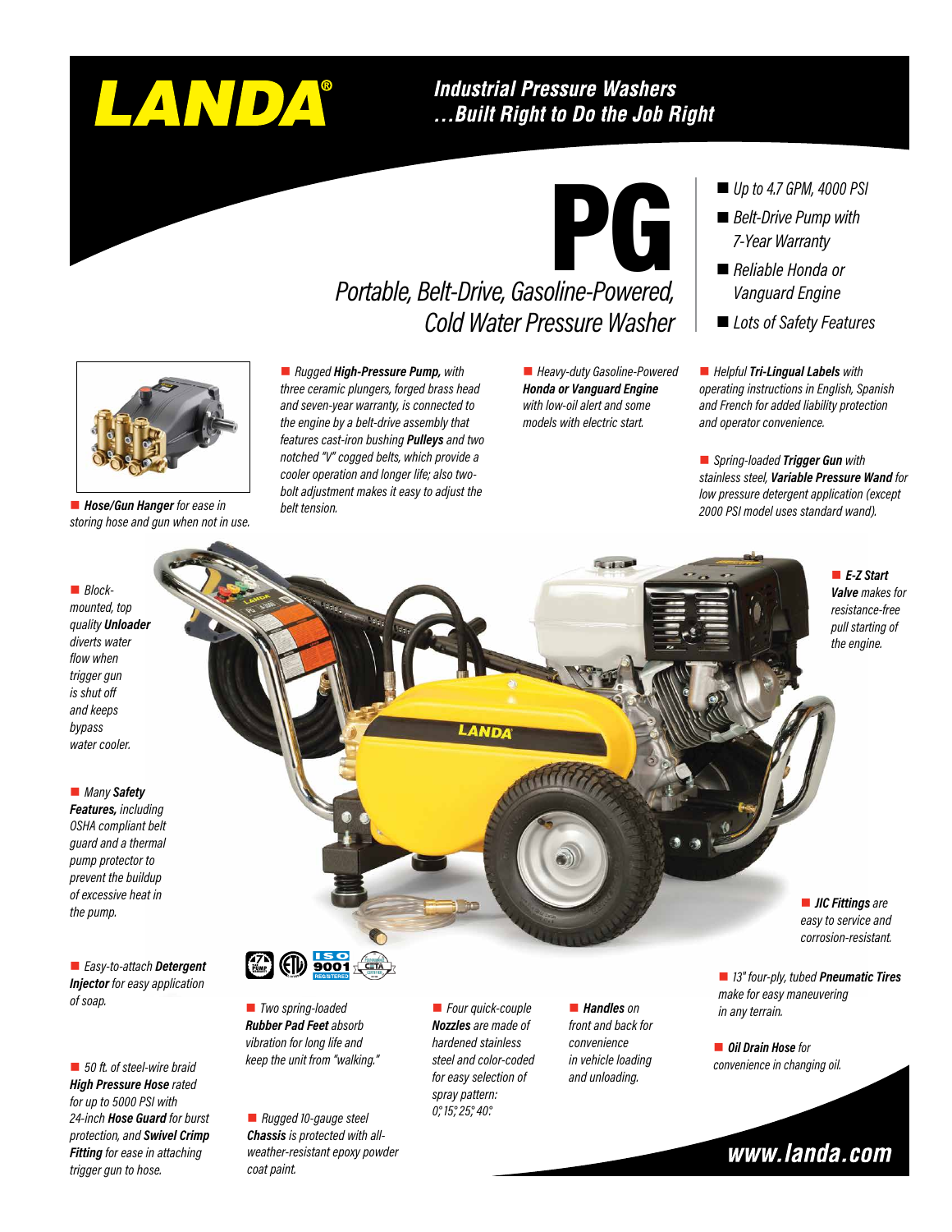# LANDA®

## Industrial Pressure Washers …Built Right to Do the Job Right

# PG

## Portable, Belt-Drive, Gasoline-Powered, Cold Water Pressure Washer

- *Up to 4.7 GPM, 4000 PSI*
- *Belt-Drive Pump with 7-Year Warranty*
- *Reliable Honda or Vanguard Engine*
- *Lots of Safety Features*

- ***Hose/Gun Hanger** for ease in storing hose and gun when not in use.*
- *Rugged **High-Pressure Pump,** with three ceramic plungers, forged brass head and seven-year warranty, is connected to the engine by a belt-drive assembly that features cast-iron bushing **Pulleys** and two notched "V" cogged belts, which provide a cooler operation and longer life; also two-bolt adjustment makes it easy to adjust the belt tension.*
- *Heavy-duty Gasoline-Powered **Honda or Vanguard Engine** with low-oil alert and some models with electric start.*
- *Helpful **Tri-Lingual Labels** with operating instructions in English, Spanish and French for added liability protection and operator convenience.*
- *Spring-loaded **Trigger Gun** with stainless steel, **Variable Pressure Wand** for low pressure detergent application (except 2000 PSI model uses standard wand).*
- *Block-mounted, top quality **Unloader** diverts water flow when trigger gun is shut off and keeps bypass water cooler.*
- ***E-Z Start Valve** makes for resistance-free pull starting of the engine.*
- *Many **Safety Features,** including OSHA compliant belt guard and a thermal pump protector to prevent the buildup of excessive heat in the pump.*
- ***JIC Fittings** are easy to service and corrosion-resistant.*
- *Easy-to-attach **Detergent Injector** for easy application of soap.*
- *13" four-ply, tubed **Pneumatic Tires** make for easy maneuvering in any terrain.*
- ***Oil Drain Hose** for convenience in changing oil.*
- *50 ft. of steel-wire braid **High Pressure Hose** rated for up to 5000 PSI with 24-inch **Hose Guard** for burst protection, and **Swivel Crimp Fitting** for ease in attaching trigger gun to hose.*
- *Two spring-loaded **Rubber Pad Feet** absorb vibration for long life and keep the unit from "walking."*
- *Rugged 10-gauge steel **Chassis** is protected with all-weather-resistant epoxy powder coat paint.*
- *Four quick-couple **Nozzles** are made of hardened stainless steel and color-coded for easy selection of spray pattern: 0°, 15°, 25°, 40°.*
- ***Handles** on front and back for convenience in vehicle loading and unloading.*

**www.landa.com**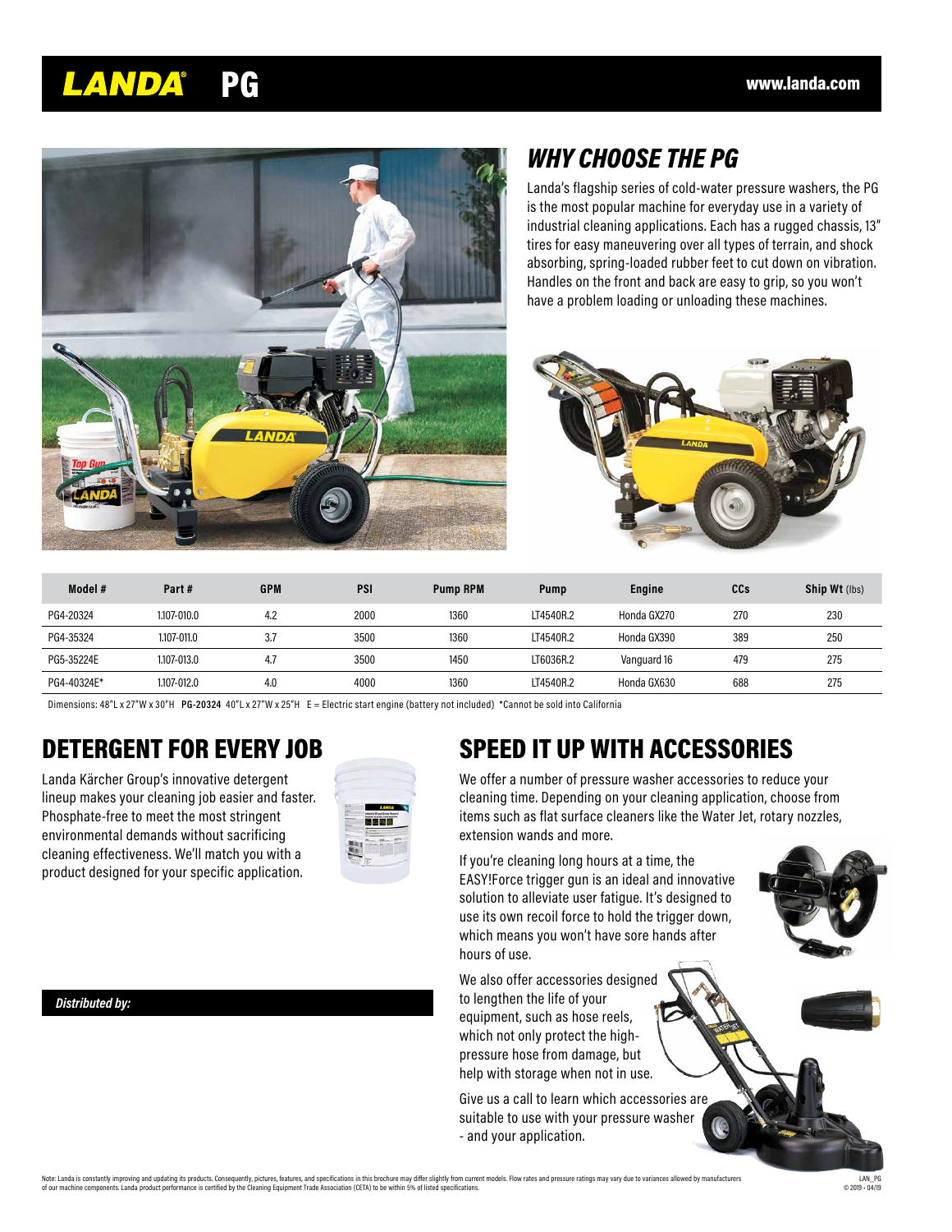# LANDA® PG

www.landa.com

## WHY CHOOSE THE PG

Landa's flagship series of cold-water pressure washers, the PG is the most popular machine for everyday use in a variety of industrial cleaning applications. Each has a rugged chassis, 13" tires for easy maneuvering over all types of terrain, and shock absorbing, spring-loaded rubber feet to cut down on vibration. Handles on the front and back are easy to grip, so you won't have a problem loading or unloading these machines.

| Model # | Part # | GPM | PSI | Pump RPM | Pump | Engine | CCs | Ship Wt (lbs) |
|---|---|---|---|---|---|---|---|---|
| PG4-20324 | 1.107-010.0 | 4.2 | 2000 | 1360 | LT4540R.2 | Honda GX270 | 270 | 230 |
| PG4-35324 | 1.107-011.0 | 3.7 | 3500 | 1360 | LT4540R.2 | Honda GX390 | 389 | 250 |
| PG5-35224E | 1.107-013.0 | 4.7 | 3500 | 1450 | LT6036R.2 | Vanguard 16 | 479 | 275 |
| PG4-40324E* | 1.107-012.0 | 4.0 | 4000 | 1360 | LT4540R.2 | Honda GX630 | 688 | 275 |

Dimensions: 48"L x 27"W x 30"H **PG-20324** 40"L x 27"W x 25"H E = Electric start engine (battery not included) *Cannot be sold into California

## DETERGENT FOR EVERY JOB

Landa Kärcher Group's innovative detergent lineup makes your cleaning job easier and faster. Phosphate-free to meet the most stringent environmental demands without sacrificing cleaning effectiveness. We'll match you with a product designed for your specific application.

***Distributed by:***

## SPEED IT UP WITH ACCESSORIES

We offer a number of pressure washer accessories to reduce your cleaning time. Depending on your cleaning application, choose from items such as flat surface cleaners like the Water Jet, rotary nozzles, extension wands and more.

If you're cleaning long hours at a time, the EASY!Force trigger gun is an ideal and innovative solution to alleviate user fatigue. It's designed to use its own recoil force to hold the trigger down, which means you won't have sore hands after hours of use.

We also offer accessories designed to lengthen the life of your equipment, such as hose reels, which not only protect the high-pressure hose from damage, but help with storage when not in use.

Give us a call to learn which accessories are suitable to use with your pressure washer - and your application.

Note: Landa is constantly improving and updating its products. Consequently, pictures, features, and specifications in this brochure may differ slightly from current models. Flow rates and pressure ratings may vary due to variances allowed by manufacturers of our machine components. Landa product performance is certified by the Cleaning Equipment Trade Association (CETA) to be within 5% of listed specifications.

LAN_PG
© 2019 - 04/19